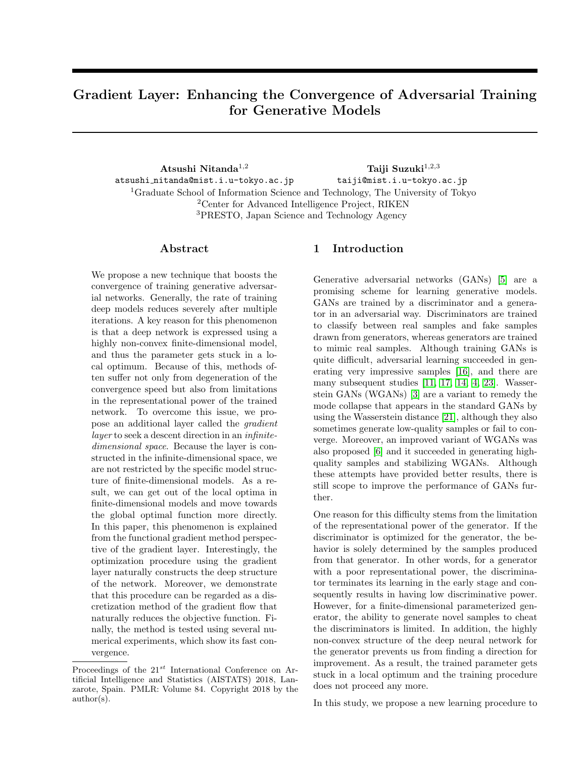# Gradient Layer: Enhancing the Convergence of Adversarial Training for Generative Models

**Atsushi Nitanda**[1,2]
atsushi_nitanda@mist.i.u-tokyo.ac.jp

**Taiji Suzuki**[1,2,3]
taiji@mist.i.u-tokyo.ac.jp

[1]Graduate School of Information Science and Technology, The University of Tokyo
[2]Center for Advanced Intelligence Project, RIKEN
[3]PRESTO, Japan Science and Technology Agency

## Abstract

We propose a new technique that boosts the convergence of training generative adversarial networks. Generally, the rate of training deep models reduces severely after multiple iterations. A key reason for this phenomenon is that a deep network is expressed using a highly non-convex finite-dimensional model, and thus the parameter gets stuck in a local optimum. Because of this, methods often suffer not only from degeneration of the convergence speed but also from limitations in the representational power of the trained network. To overcome this issue, we propose an additional layer called the *gradient layer* to seek a descent direction in an *infinite-dimensional space*. Because the layer is constructed in the infinite-dimensional space, we are not restricted by the specific model structure of finite-dimensional models. As a result, we can get out of the local optima in finite-dimensional models and move towards the global optimal function more directly. In this paper, this phenomenon is explained from the functional gradient method perspective of the gradient layer. Interestingly, the optimization procedure using the gradient layer naturally constructs the deep structure of the network. Moreover, we demonstrate that this procedure can be regarded as a discretization method of the gradient flow that naturally reduces the objective function. Finally, the method is tested using several numerical experiments, which show its fast convergence.

## 1 Introduction

Generative adversarial networks (GANs) [5] are a promising scheme for learning generative models. GANs are trained by a discriminator and a generator in an adversarial way. Discriminators are trained to classify between real samples and fake samples drawn from generators, whereas generators are trained to mimic real samples. Although training GANs is quite difficult, adversarial learning succeeded in generating very impressive samples [16], and there are many subsequent studies [11, 17, 14, 4, 23]. Wasserstein GANs (WGANs) [3] are a variant to remedy the mode collapse that appears in the standard GANs by using the Wasserstein distance [21], although they also sometimes generate low-quality samples or fail to converge. Moreover, an improved variant of WGANs was also proposed [6] and it succeeded in generating high-quality samples and stabilizing WGANs. Although these attempts have provided better results, there is still scope to improve the performance of GANs further.

One reason for this difficulty stems from the limitation of the representational power of the generator. If the discriminator is optimized for the generator, the behavior is solely determined by the samples produced from that generator. In other words, for a generator with a poor representational power, the discriminator terminates its learning in the early stage and consequently results in having low discriminative power. However, for a finite-dimensional parameterized generator, the ability to generate novel samples to cheat the discriminators is limited. In addition, the highly non-convex structure of the deep neural network for the generator prevents us from finding a direction for improvement. As a result, the trained parameter gets stuck in a local optimum and the training procedure does not proceed any more.

In this study, we propose a new learning procedure to

Proceedings of the 21$^{st}$ International Conference on Artificial Intelligence and Statistics (AISTATS) 2018, Lanzarote, Spain. PMLR: Volume 84. Copyright 2018 by the author(s).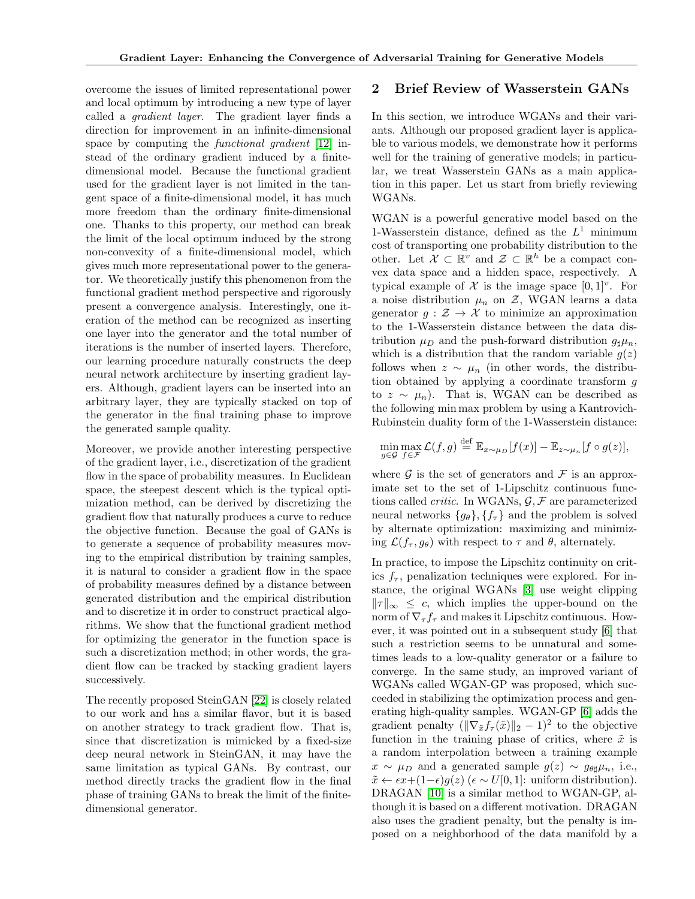overcome the issues of limited representational power and local optimum by introducing a new type of layer called a *gradient layer*. The gradient layer finds a direction for improvement in an infinite-dimensional space by computing the *functional gradient* [12] instead of the ordinary gradient induced by a finite-dimensional model. Because the functional gradient used for the gradient layer is not limited in the tangent space of a finite-dimensional model, it has much more freedom than the ordinary finite-dimensional one. Thanks to this property, our method can break the limit of the local optimum induced by the strong non-convexity of a finite-dimensional model, which gives much more representational power to the generator. We theoretically justify this phenomenon from the functional gradient method perspective and rigorously present a convergence analysis. Interestingly, one iteration of the method can be recognized as inserting one layer into the generator and the total number of iterations is the number of inserted layers. Therefore, our learning procedure naturally constructs the deep neural network architecture by inserting gradient layers. Although, gradient layers can be inserted into an arbitrary layer, they are typically stacked on top of the generator in the final training phase to improve the generated sample quality.

Moreover, we provide another interesting perspective of the gradient layer, i.e., discretization of the gradient flow in the space of probability measures. In Euclidean space, the steepest descent which is the typical optimization method, can be derived by discretizing the gradient flow that naturally produces a curve to reduce the objective function. Because the goal of GANs is to generate a sequence of probability measures moving to the empirical distribution by training samples, it is natural to consider a gradient flow in the space of probability measures defined by a distance between generated distribution and the empirical distribution and to discretize it in order to construct practical algorithms. We show that the functional gradient method for optimizing the generator in the function space is such a discretization method; in other words, the gradient flow can be tracked by stacking gradient layers successively.

The recently proposed SteinGAN [22] is closely related to our work and has a similar flavor, but it is based on another strategy to track gradient flow. That is, since that discretization is mimicked by a fixed-size deep neural network in SteinGAN, it may have the same limitation as typical GANs. By contrast, our method directly tracks the gradient flow in the final phase of training GANs to break the limit of the finite-dimensional generator.

## 2 Brief Review of Wasserstein GANs

In this section, we introduce WGANs and their variants. Although our proposed gradient layer is applicable to various models, we demonstrate how it performs well for the training of generative models; in particular, we treat Wasserstein GANs as a main application in this paper. Let us start from briefly reviewing WGANs.

WGAN is a powerful generative model based on the 1-Wasserstein distance, defined as the $L^1$ minimum cost of transporting one probability distribution to the other. Let $\mathcal{X} \subset \mathbb{R}^v$ and $\mathcal{Z} \subset \mathbb{R}^h$ be a compact convex data space and a hidden space, respectively. A typical example of $\mathcal{X}$ is the image space $[0,1]^v$. For a noise distribution $\mu_n$ on $\mathcal{Z}$, WGAN learns a data generator $g : \mathcal{Z} \to \mathcal{X}$ to minimize an approximation to the 1-Wasserstein distance between the data distribution $\mu_D$ and the push-forward distribution $g_\sharp \mu_n$, which is a distribution that the random variable $g(z)$ follows when $z \sim \mu_n$ (in other words, the distribution obtained by applying a coordinate transform $g$ to $z \sim \mu_n$). That is, WGAN can be described as the following min max problem by using a Kantrovich-Rubinstein duality form of the 1-Wasserstein distance:

$$\min_{g \in \mathcal{G}} \max_{f \in \mathcal{F}} \mathcal{L}(f,g) \stackrel{\text{def}}{=} \mathbb{E}_{x \sim \mu_D}[f(x)] - \mathbb{E}_{z \sim \mu_n}[f \circ g(z)],$$

where $\mathcal{G}$ is the set of generators and $\mathcal{F}$ is an approximate set to the set of 1-Lipschitz continuous functions called *critic*. In WGANs, $\mathcal{G}, \mathcal{F}$ are parameterized neural networks $\{g_\theta\}, \{f_\tau\}$ and the problem is solved by alternate optimization: maximizing and minimizing $\mathcal{L}(f_\tau, g_\theta)$ with respect to $\tau$ and $\theta$, alternately.

In practice, to impose the Lipschitz continuity on critics $f_\tau$, penalization techniques were explored. For instance, the original WGANs [3] use weight clipping $\|\tau\|_\infty \leq c$, which implies the upper-bound on the norm of $\nabla_\tau f_\tau$ and makes it Lipschitz continuous. However, it was pointed out in a subsequent study [6] that such a restriction seems to be unnatural and sometimes leads to a low-quality generator or a failure to converge. In the same study, an improved variant of WGANs called WGAN-GP was proposed, which succeeded in stabilizing the optimization process and generating high-quality samples. WGAN-GP [6] adds the gradient penalty $(\|\nabla_{\tilde{x}} f_\tau(\tilde{x})\|_2 - 1)^2$ to the objective function in the training phase of critics, where $\tilde{x}$ is a random interpolation between a training example $x \sim \mu_D$ and a generated sample $g(z) \sim g_{\theta\sharp}\mu_n$, i.e., $\tilde{x} \leftarrow \epsilon x + (1-\epsilon) g(z)$ ($\epsilon \sim U[0,1]$: uniform distribution). DRAGAN [10] is a similar method to WGAN-GP, although it is based on a different motivation. DRAGAN also uses the gradient penalty, but the penalty is imposed on a neighborhood of the data manifold by a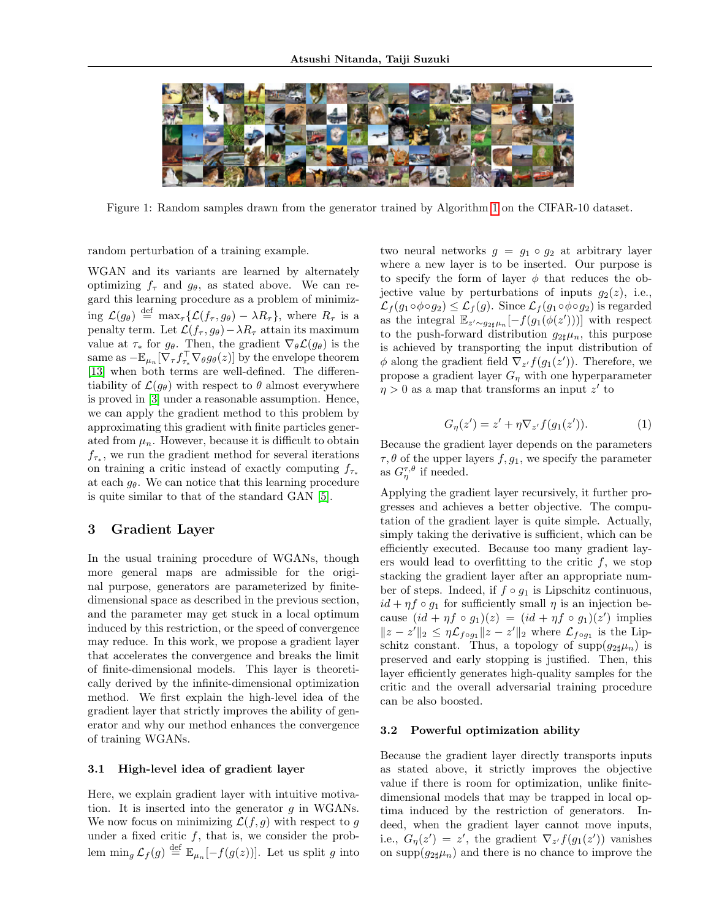Figure 1: Random samples drawn from the generator trained by Algorithm 1 on the CIFAR-10 dataset.

random perturbation of a training example.

WGAN and its variants are learned by alternately optimizing $f_\tau$ and $g_\theta$, as stated above. We can regard this learning procedure as a problem of minimizing $\mathcal{L}(g_\theta) \stackrel{\text{def}}{=} \max_\tau \{\mathcal{L}(f_\tau, g_\theta) - \lambda R_\tau\}$, where $R_\tau$ is a penalty term. Let $\mathcal{L}(f_\tau, g_\theta) - \lambda R_\tau$ attain its maximum value at $\tau_*$ for $g_\theta$. Then, the gradient $\nabla_\theta \mathcal{L}(g_\theta)$ is the same as $-\mathbb{E}_{\mu_n}[\nabla_\tau f_{\tau_*}^\top \nabla_\theta g_\theta(z)]$ by the envelope theorem [13] when both terms are well-defined. The differentiability of $\mathcal{L}(g_\theta)$ with respect to $\theta$ almost everywhere is proved in [3] under a reasonable assumption. Hence, we can apply the gradient method to this problem by approximating this gradient with finite particles generated from $\mu_n$. However, because it is difficult to obtain $f_{\tau_*}$, we run the gradient method for several iterations on training a critic instead of exactly computing $f_{\tau_*}$ at each $g_\theta$. We can notice that this learning procedure is quite similar to that of the standard GAN [5].

## 3 Gradient Layer

In the usual training procedure of WGANs, though more general maps are admissible for the original purpose, generators are parameterized by finite-dimensional space as described in the previous section, and the parameter may get stuck in a local optimum induced by this restriction, or the speed of convergence may reduce. In this work, we propose a gradient layer that accelerates the convergence and breaks the limit of finite-dimensional models. This layer is theoretically derived by the infinite-dimensional optimization method. We first explain the high-level idea of the gradient layer that strictly improves the ability of generator and why our method enhances the convergence of training WGANs.

### 3.1 High-level idea of gradient layer

Here, we explain gradient layer with intuitive motivation. It is inserted into the generator $g$ in WGANs. We now focus on minimizing $\mathcal{L}(f, g)$ with respect to $g$ under a fixed critic $f$, that is, we consider the problem $\min_g \mathcal{L}_f(g) \stackrel{\text{def}}{=} \mathbb{E}_{\mu_n}[-f(g(z))]$. Let us split $g$ into two neural networks $g = g_1 \circ g_2$ at arbitrary layer where a new layer is to be inserted. Our purpose is to specify the form of layer $\phi$ that reduces the objective value by perturbations of inputs $g_2(z)$, i.e., $\mathcal{L}_f(g_1 \circ \phi \circ g_2) \leq \mathcal{L}_f(g)$. Since $\mathcal{L}_f(g_1 \circ \phi \circ g_2)$ is regarded as the integral $\mathbb{E}_{z' \sim g_{2\sharp}\mu_n}[-f(g_1(\phi(z')))]$ with respect to the push-forward distribution $g_{2\sharp}\mu_n$, this purpose is achieved by transporting the input distribution of $\phi$ along the gradient field $\nabla_{z'} f(g_1(z'))$. Therefore, we propose a gradient layer $G_\eta$ with one hyperparameter $\eta > 0$ as a map that transforms an input $z'$ to

$$G_\eta(z') = z' + \eta \nabla_{z'} f(g_1(z')). \tag{1}$$

Because the gradient layer depends on the parameters $\tau, \theta$ of the upper layers $f, g_1$, we specify the parameter as $G_\eta^{\tau,\theta}$ if needed.

Applying the gradient layer recursively, it further progresses and achieves a better objective. The computation of the gradient layer is quite simple. Actually, simply taking the derivative is sufficient, which can be efficiently executed. Because too many gradient layers would lead to overfitting to the critic $f$, we stop stacking the gradient layer after an appropriate number of steps. Indeed, if $f \circ g_1$ is Lipschitz continuous, $id + \eta f \circ g_1$ for sufficiently small $\eta$ is an injection because $(id + \eta f \circ g_1)(z) = (id + \eta f \circ g_1)(z')$ implies $\|z - z'\|_2 \leq \eta \mathcal{L}_{f \circ g_1} \|z - z'\|_2$ where $\mathcal{L}_{f \circ g_1}$ is the Lipschitz constant. Thus, a topology of $\mathrm{supp}(g_{2\sharp}\mu_n)$ is preserved and early stopping is justified. Then, this layer efficiently generates high-quality samples for the critic and the overall adversarial training procedure can be also boosted.

### 3.2 Powerful optimization ability

Because the gradient layer directly transports inputs as stated above, it strictly improves the objective value if there is room for optimization, unlike finite-dimensional models that may be trapped in local optima induced by the restriction of generators. Indeed, when the gradient layer cannot move inputs, i.e., $G_\eta(z') = z'$, the gradient $\nabla_{z'} f(g_1(z'))$ vanishes on $\mathrm{supp}(g_{2\sharp}\mu_n)$ and there is no chance to improve the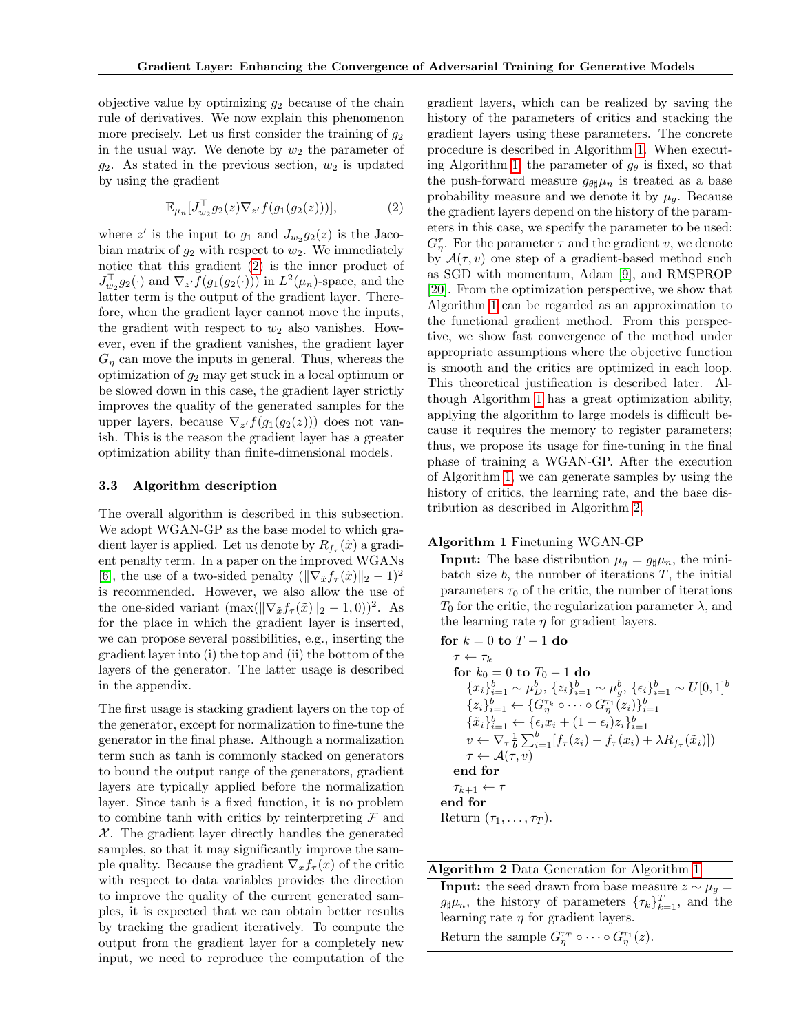objective value by optimizing $g_2$ because of the chain rule of derivatives. We now explain this phenomenon more precisely. Let us first consider the training of $g_2$ in the usual way. We denote by $w_2$ the parameter of $g_2$. As stated in the previous section, $w_2$ is updated by using the gradient

$$\mathbb{E}_{\mu_n}[J_{w_2}^\top g_2(z) \nabla_{z'} f(g_1(g_2(z)))], \tag{2}$$

where $z'$ is the input to $g_1$ and $J_{w_2} g_2(z)$ is the Jacobian matrix of $g_2$ with respect to $w_2$. We immediately notice that this gradient (2) is the inner product of $J_{w_2}^\top g_2(\cdot)$ and $\nabla_{z'} f(g_1(g_2(\cdot)))$ in $L^2(\mu_n)$-space, and the latter term is the output of the gradient layer. Therefore, when the gradient layer cannot move the inputs, the gradient with respect to $w_2$ also vanishes. However, even if the gradient vanishes, the gradient layer $G_\eta$ can move the inputs in general. Thus, whereas the optimization of $g_2$ may get stuck in a local optimum or be slowed down in this case, the gradient layer strictly improves the quality of the generated samples for the upper layers, because $\nabla_{z'} f(g_1(g_2(z)))$ does not vanish. This is the reason the gradient layer has a greater optimization ability than finite-dimensional models.

### 3.3 Algorithm description

The overall algorithm is described in this subsection. We adopt WGAN-GP as the base model to which gradient layer is applied. Let us denote by $R_{f_\tau}(\tilde{x})$ a gradient penalty term. In a paper on the improved WGANs [6], the use of a two-sided penalty $(\|\nabla_{\tilde{x}} f_\tau(\tilde{x})\|_2 - 1)^2$ is recommended. However, we also allow the use of the one-sided variant $(\max(\|\nabla_{\tilde{x}} f_\tau(\tilde{x})\|_2 - 1, 0))^2$. As for the place in which the gradient layer is inserted, we can propose several possibilities, e.g., inserting the gradient layer into (i) the top and (ii) the bottom of the layers of the generator. The latter usage is described in the appendix.

The first usage is stacking gradient layers on the top of the generator, except for normalization to fine-tune the generator in the final phase. Although a normalization term such as tanh is commonly stacked on generators to bound the output range of the generators, gradient layers are typically applied before the normalization layer. Since tanh is a fixed function, it is no problem to combine tanh with critics by reinterpreting $\mathcal{F}$ and $\mathcal{X}$. The gradient layer directly handles the generated samples, so that it may significantly improve the sample quality. Because the gradient $\nabla_x f_\tau(x)$ of the critic with respect to data variables provides the direction to improve the quality of the current generated samples, it is expected that we can obtain better results by tracking the gradient iteratively. To compute the output from the gradient layer for a completely new input, we need to reproduce the computation of the gradient layers, which can be realized by saving the history of the parameters of critics and stacking the gradient layers using these parameters. The concrete procedure is described in Algorithm 1. When executing Algorithm 1, the parameter of $g_\theta$ is fixed, so that the push-forward measure $g_{\theta\sharp}\mu_n$ is treated as a base probability measure and we denote it by $\mu_g$. Because the gradient layers depend on the history of the parameters in this case, we specify the parameter to be used: $G_\eta^\tau$. For the parameter $\tau$ and the gradient $v$, we denote by $\mathcal{A}(\tau, v)$ one step of a gradient-based method such as SGD with momentum, Adam [9], and RMSPROP [20]. From the optimization perspective, we show that Algorithm 1 can be regarded as an approximation to the functional gradient method. From this perspective, we show fast convergence of the method under appropriate assumptions where the objective function is smooth and the critics are optimized in each loop. This theoretical justification is described later. Although Algorithm 1 has a great optimization ability, applying the algorithm to large models is difficult because it requires the memory to register parameters; thus, we propose its usage for fine-tuning in the final phase of training a WGAN-GP. After the execution of Algorithm 1, we can generate samples by using the history of critics, the learning rate, and the base distribution as described in Algorithm 2.

**Algorithm 1** Finetuning WGAN-GP

**Input:** The base distribution $\mu_g = g_\sharp\mu_n$, the minibatch size $b$, the number of iterations $T$, the initial parameters $\tau_0$ of the critic, the number of iterations $T_0$ for the critic, the regularization parameter $\lambda$, and the learning rate $\eta$ for gradient layers.

**for** $k = 0$ **to** $T-1$ **do**
  $\tau \leftarrow \tau_k$
  **for** $k_0 = 0$ **to** $T_0 - 1$ **do**
    $\{x_i\}_{i=1}^b \sim \mu_D^b$, $\{z_i\}_{i=1}^b \sim \mu_g^b$, $\{\epsilon_i\}_{i=1}^b \sim U[0,1]^b$
    $\{z_i\}_{i=1}^b \leftarrow \{G_\eta^{\tau_k} \circ \cdots \circ G_\eta^{\tau_1}(z_i)\}_{i=1}^b$
    $\{\tilde{x}_i\}_{i=1}^b \leftarrow \{\epsilon_i x_i + (1-\epsilon_i) z_i\}_{i=1}^b$
    $v \leftarrow \nabla_\tau \frac{1}{b} \sum_{i=1}^b [f_\tau(z_i) - f_\tau(x_i) + \lambda R_{f_\tau}(\tilde{x}_i)])$
    $\tau \leftarrow \mathcal{A}(\tau, v)$
  **end for**
  $\tau_{k+1} \leftarrow \tau$
**end for**
Return $(\tau_1, \ldots, \tau_T)$.

**Algorithm 2** Data Generation for Algorithm 1

**Input:** the seed drawn from base measure $z \sim \mu_g = g_\sharp\mu_n$, the history of parameters $\{\tau_k\}_{k=1}^T$, and the learning rate $\eta$ for gradient layers.

Return the sample $G_\eta^{\tau_T} \circ \cdots \circ G_\eta^{\tau_1}(z)$.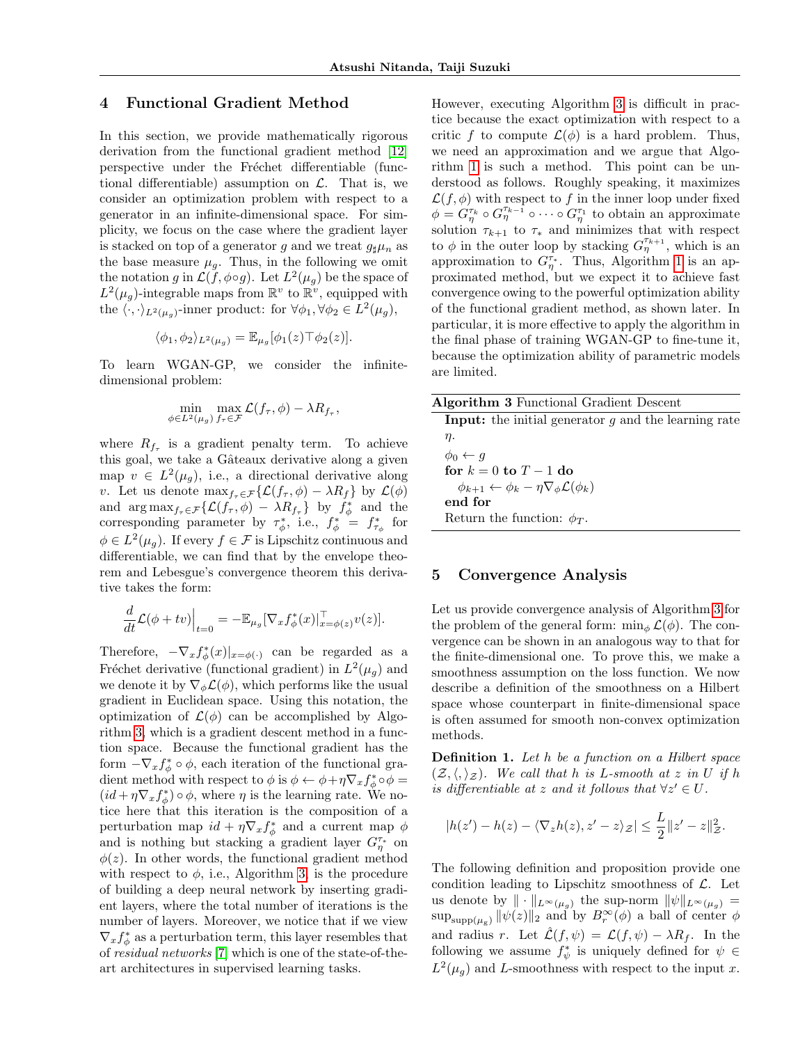## 4 Functional Gradient Method

In this section, we provide mathematically rigorous derivation from the functional gradient method [12] perspective under the Fréchet differentiable (functional differentiable) assumption on $\mathcal{L}$. That is, we consider an optimization problem with respect to a generator in an infinite-dimensional space. For simplicity, we focus on the case where the gradient layer is stacked on top of a generator $g$ and we treat $g_\sharp\mu_n$ as the base measure $\mu_g$. Thus, in the following we omit the notation $g$ in $\mathcal{L}(f, \phi \circ g)$. Let $L^2(\mu_g)$ be the space of $L^2(\mu_g)$-integrable maps from $\mathbb{R}^v$ to $\mathbb{R}^v$, equipped with the $\langle \cdot, \cdot \rangle_{L^2(\mu_g)}$-inner product: for $\forall \phi_1, \forall \phi_2 \in L^2(\mu_g)$,

$$\langle \phi_1, \phi_2 \rangle_{L^2(\mu_g)} = \mathbb{E}_{\mu_g}[\phi_1(z)^\top \phi_2(z)].$$

To learn WGAN-GP, we consider the infinite-dimensional problem:

$$\min_{\phi \in L^2(\mu_g)} \max_{f_\tau \in \mathcal{F}} \mathcal{L}(f_\tau, \phi) - \lambda R_{f_\tau},$$

where $R_{f_\tau}$ is a gradient penalty term. To achieve this goal, we take a Gâteaux derivative along a given map $v \in L^2(\mu_g)$, i.e., a directional derivative along $v$. Let us denote $\max_{f_\tau \in \mathcal{F}}\{\mathcal{L}(f_\tau, \phi) - \lambda R_f\}$ by $\mathcal{L}(\phi)$ and $\arg\max_{f_\tau \in \mathcal{F}}\{\mathcal{L}(f_\tau, \phi) - \lambda R_{f_\tau}\}$ by $f_\phi^*$ and the corresponding parameter by $\tau_\phi^*$, i.e., $f_\phi^* = f_{\tau_\phi}^*$ for $\phi \in L^2(\mu_g)$. If every $f \in \mathcal{F}$ is Lipschitz continuous and differentiable, we can find that by the envelope theorem and Lebesgue's convergence theorem this derivative takes the form:

$$\frac{d}{dt}\mathcal{L}(\phi + tv)\Big|_{t=0} = -\mathbb{E}_{\mu_g}[\nabla_x f_\phi^*(x)|_{x=\phi(z)}^\top v(z)].$$

Therefore, $-\nabla_x f_\phi^*(x)|_{x=\phi(\cdot)}$ can be regarded as a Fréchet derivative (functional gradient) in $L^2(\mu_g)$ and we denote it by $\nabla_\phi \mathcal{L}(\phi)$, which performs like the usual gradient in Euclidean space. Using this notation, the optimization of $\mathcal{L}(\phi)$ can be accomplished by Algorithm 3, which is a gradient descent method in a function space. Because the functional gradient has the form $-\nabla_x f_\phi^* \circ \phi$, each iteration of the functional gradient method with respect to $\phi$ is $\phi \leftarrow \phi + \eta \nabla_x f_\phi^* \circ \phi = (id + \eta \nabla_x f_\phi^*) \circ \phi$, where $\eta$ is the learning rate. We notice here that this iteration is the composition of a perturbation map $id + \eta \nabla_x f_\phi^*$ and a current map $\phi$ and is nothing but stacking a gradient layer $G_\eta^{\tau_*}$ on $\phi(z)$. In other words, the functional gradient method with respect to $\phi$, i.e., Algorithm 3, is the procedure of building a deep neural network by inserting gradient layers, where the total number of iterations is the number of layers. Moreover, we notice that if we view $\nabla_x f_\phi^*$ as a perturbation term, this layer resembles that of *residual networks* [7] which is one of the state-of-the-art architectures in supervised learning tasks.

However, executing Algorithm 3 is difficult in practice because the exact optimization with respect to a critic $f$ to compute $\mathcal{L}(\phi)$ is a hard problem. Thus, we need an approximation and we argue that Algorithm 1 is such a method. This point can be understood as follows. Roughly speaking, it maximizes $\mathcal{L}(f, \phi)$ with respect to $f$ in the inner loop under fixed $\phi = G_\eta^{\tau_k} \circ G_\eta^{\tau_{k-1}} \circ \cdots \circ G_\eta^{\tau_1}$ to obtain an approximate solution $\tau_{k+1}$ to $\tau_*$ and minimizes that with respect to $\phi$ in the outer loop by stacking $G_\eta^{\tau_{k+1}}$, which is an approximation to $G_\eta^{\tau_*}$. Thus, Algorithm 1 is an approximated method, but we expect it to achieve fast convergence owing to the powerful optimization ability of the functional gradient method, as shown later. In particular, it is more effective to apply the algorithm in the final phase of training WGAN-GP to fine-tune it, because the optimization ability of parametric models are limited.

**Algorithm 3** Functional Gradient Descent

**Input:** the initial generator $g$ and the learning rate $\eta$.
$\phi_0 \leftarrow g$
**for** $k = 0$ **to** $T - 1$ **do**
  $\phi_{k+1} \leftarrow \phi_k - \eta \nabla_\phi \mathcal{L}(\phi_k)$
**end for**
Return the function: $\phi_T$.

## 5 Convergence Analysis

Let us provide convergence analysis of Algorithm 3 for the problem of the general form: $\min_\phi \mathcal{L}(\phi)$. The convergence can be shown in an analogous way to that for the finite-dimensional one. To prove this, we make a smoothness assumption on the loss function. We now describe a definition of the smoothness on a Hilbert space whose counterpart in finite-dimensional space is often assumed for smooth non-convex optimization methods.

**Definition 1.** *Let $h$ be a function on a Hilbert space $(\mathcal{Z}, \langle, \rangle_{\mathcal{Z}})$. We call that $h$ is $L$-smooth at $z$ in $U$ if $h$ is differentiable at $z$ and it follows that $\forall z' \in U$.*

$$|h(z') - h(z) - \langle \nabla_z h(z), z' - z \rangle_{\mathcal{Z}}| \leq \frac{L}{2}\|z' - z\|_{\mathcal{Z}}^2.$$

The following definition and proposition provide one condition leading to Lipschitz smoothness of $\mathcal{L}$. Let us denote by $\|\cdot\|_{L^\infty(\mu_g)}$ the sup-norm $\|\psi\|_{L^\infty(\mu_g)} = \sup_{\mathrm{supp}(\mu_g)} \|\psi(z)\|_2$ and by $B_r^\infty(\phi)$ a ball of center $\phi$ and radius $r$. Let $\hat{\mathcal{L}}(f, \psi) = \mathcal{L}(f, \psi) - \lambda R_f$. In the following we assume $f_\psi^*$ is uniquely defined for $\psi \in L^2(\mu_g)$ and $L$-smoothness with respect to the input $x$.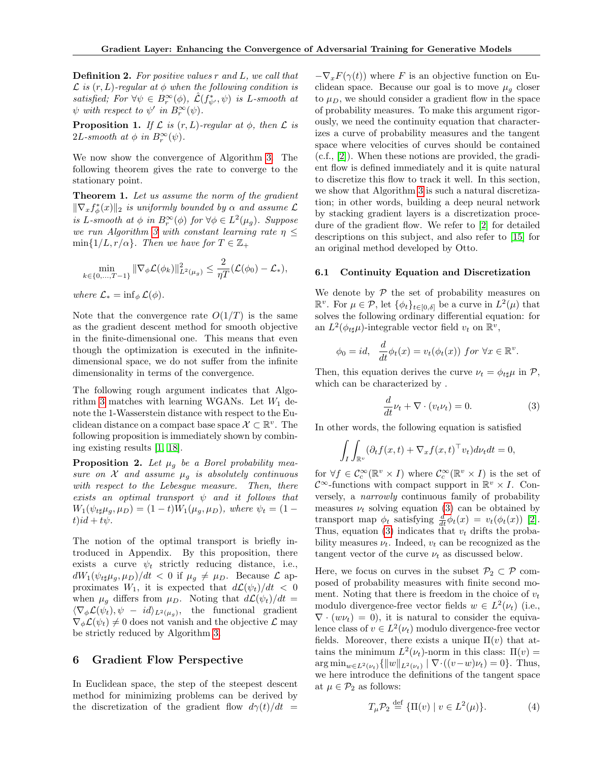**Definition 2.** *For positive values $r$ and $L$, we call that $\mathcal{L}$ is $(r, L)$-regular at $\phi$ when the following condition is satisfied; For $\forall \psi \in B_r^\infty(\phi)$, $\hat{\mathcal{L}}(f_{\psi'}^*, \psi)$ is $L$-smooth at $\psi$ with respect to $\psi'$ in $B_r^\infty(\psi)$.*

**Proposition 1.** *If $\mathcal{L}$ is $(r, L)$-regular at $\phi$, then $\mathcal{L}$ is $2L$-smooth at $\phi$ in $B_r^\infty(\psi)$.*

We now show the convergence of Algorithm 3. The following theorem gives the rate to converge to the stationary point.

**Theorem 1.** *Let us assume the norm of the gradient $\|\nabla_x f_\phi^*(x)\|_2$ is uniformly bounded by $\alpha$ and assume $\mathcal{L}$ is $L$-smooth at $\phi$ in $B_r^\infty(\phi)$ for $\forall \phi \in L^2(\mu_g)$. Suppose we run Algorithm 3 with constant learning rate $\eta \leq \min\{1/L, r/\alpha\}$. Then we have for $T \in \mathbb{Z}_+$*

$$\min_{k \in \{0,\ldots,T-1\}} \|\nabla_\phi \mathcal{L}(\phi_k)\|_{L^2(\mu_g)}^2 \leq \frac{2}{\eta T}(\mathcal{L}(\phi_0) - \mathcal{L}_*),$$

*where $\mathcal{L}_* = \inf_\phi \mathcal{L}(\phi)$.*

Note that the convergence rate $O(1/T)$ is the same as the gradient descent method for smooth objective in the finite-dimensional one. This means that even though the optimization is executed in the infinite-dimensional space, we do not suffer from the infinite dimensionality in terms of the convergence.

The following rough argument indicates that Algorithm 3 matches with learning WGANs. Let $W_1$ denote the 1-Wasserstein distance with respect to the Euclidean distance on a compact base space $\mathcal{X} \subset \mathbb{R}^v$. The following proposition is immediately shown by combining existing results [1, 18].

**Proposition 2.** *Let $\mu_g$ be a Borel probability measure on $\mathcal{X}$ and assume $\mu_g$ is absolutely continuous with respect to the Lebesgue measure. Then, there exists an optimal transport $\psi$ and it follows that $W_1(\psi_{t\sharp}\mu_g, \mu_D) = (1-t)W_1(\mu_g, \mu_D)$, where $\psi_t = (1-t)id + t\psi$.*

The notion of the optimal transport is briefly introduced in Appendix. By this proposition, there exists a curve $\psi_t$ strictly reducing distance, i.e., $dW_1(\psi_{t\sharp}\mu_g, \mu_D)/dt < 0$ if $\mu_g \neq \mu_D$. Because $\mathcal{L}$ approximates $W_1$, it is expected that $d\mathcal{L}(\psi_t)/dt < 0$ when $\mu_g$ differs from $\mu_D$. Noting that $d\mathcal{L}(\psi_t)/dt = \langle \nabla_\phi \mathcal{L}(\psi_t), \psi - id \rangle_{L^2(\mu_g)}$, the functional gradient $\nabla_\phi \mathcal{L}(\psi_t) \neq 0$ does not vanish and the objective $\mathcal{L}$ may be strictly reduced by Algorithm 3.

# 6 Gradient Flow Perspective

In Euclidean space, the step of the steepest descent method for minimizing problems can be derived by the discretization of the gradient flow $d\gamma(t)/dt = -\nabla_x F(\gamma(t))$ where $F$ is an objective function on Euclidean space. Because our goal is to move $\mu_g$ closer to $\mu_D$, we should consider a gradient flow in the space of probability measures. To make this argument rigorously, we need the continuity equation that characterizes a curve of probability measures and the tangent space where velocities of curves should be contained (c.f., [2]). When these notions are provided, the gradient flow is defined immediately and it is quite natural to discretize this flow to track it well. In this section, we show that Algorithm 3 is such a natural discretization; in other words, building a deep neural network by stacking gradient layers is a discretization procedure of the gradient flow. We refer to [2] for detailed descriptions on this subject, and also refer to [15] for an original method developed by Otto.

## 6.1 Continuity Equation and Discretization

We denote by $\mathcal{P}$ the set of probability measures on $\mathbb{R}^v$. For $\mu \in \mathcal{P}$, let $\{\phi_t\}_{t\in[0,\delta]}$ be a curve in $L^2(\mu)$ that solves the following ordinary differential equation: for an $L^2(\phi_{t\sharp}\mu)$-integrable vector field $v_t$ on $\mathbb{R}^v$,

$$\phi_0 = id, \quad \frac{d}{dt}\phi_t(x) = v_t(\phi_t(x)) \text{ for } \forall x \in \mathbb{R}^v.$$

Then, this equation derives the curve $\nu_t = \phi_{t\sharp}\mu$ in $\mathcal{P}$, which can be characterized by .

$$\frac{d}{dt}\nu_t + \nabla \cdot (v_t \nu_t) = 0. \quad (3)$$

In other words, the following equation is satisfied

$$\int_I \int_{\mathbb{R}^v} (\partial_t f(x,t) + \nabla_x f(x,t)^\top v_t) d\nu_t dt = 0,$$

for $\forall f \in \mathcal{C}_c^\infty(\mathbb{R}^v \times I)$ where $\mathcal{C}_c^\infty(\mathbb{R}^v \times I)$ is the set of $\mathcal{C}^\infty$-functions with compact support in $\mathbb{R}^v \times I$. Conversely, a *narrowly* continuous family of probability measures $\nu_t$ solving equation (3) can be obtained by transport map $\phi_t$ satisfying $\frac{d}{dt}\phi_t(x) = v_t(\phi_t(x))$ [2]. Thus, equation (3) indicates that $v_t$ drifts the probability measures $\nu_t$. Indeed, $v_t$ can be recognized as the tangent vector of the curve $\nu_t$ as discussed below.

Here, we focus on curves in the subset $\mathcal{P}_2 \subset \mathcal{P}$ composed of probability measures with finite second moment. Noting that there is freedom in the choice of $v_t$ modulo divergence-free vector fields $w \in L^2(\nu_t)$ (i.e., $\nabla \cdot (w\nu_t) = 0$), it is natural to consider the equivalence class of $v \in L^2(\nu_t)$ modulo divergence-free vector fields. Moreover, there exists a unique $\Pi(v)$ that attains the minimum $L^2(\nu_t)$-norm in this class: $\Pi(v) = \arg\min_{w \in L^2(\nu_t)}\{\|w\|_{L^2(\nu_t)} \mid \nabla \cdot ((v - w)\nu_t) = 0\}$. Thus, we here introduce the definitions of the tangent space at $\mu \in \mathcal{P}_2$ as follows:

$$T_\mu \mathcal{P}_2 \stackrel{\text{def}}{=} \{\Pi(v) \mid v \in L^2(\mu)\}. \quad (4)$$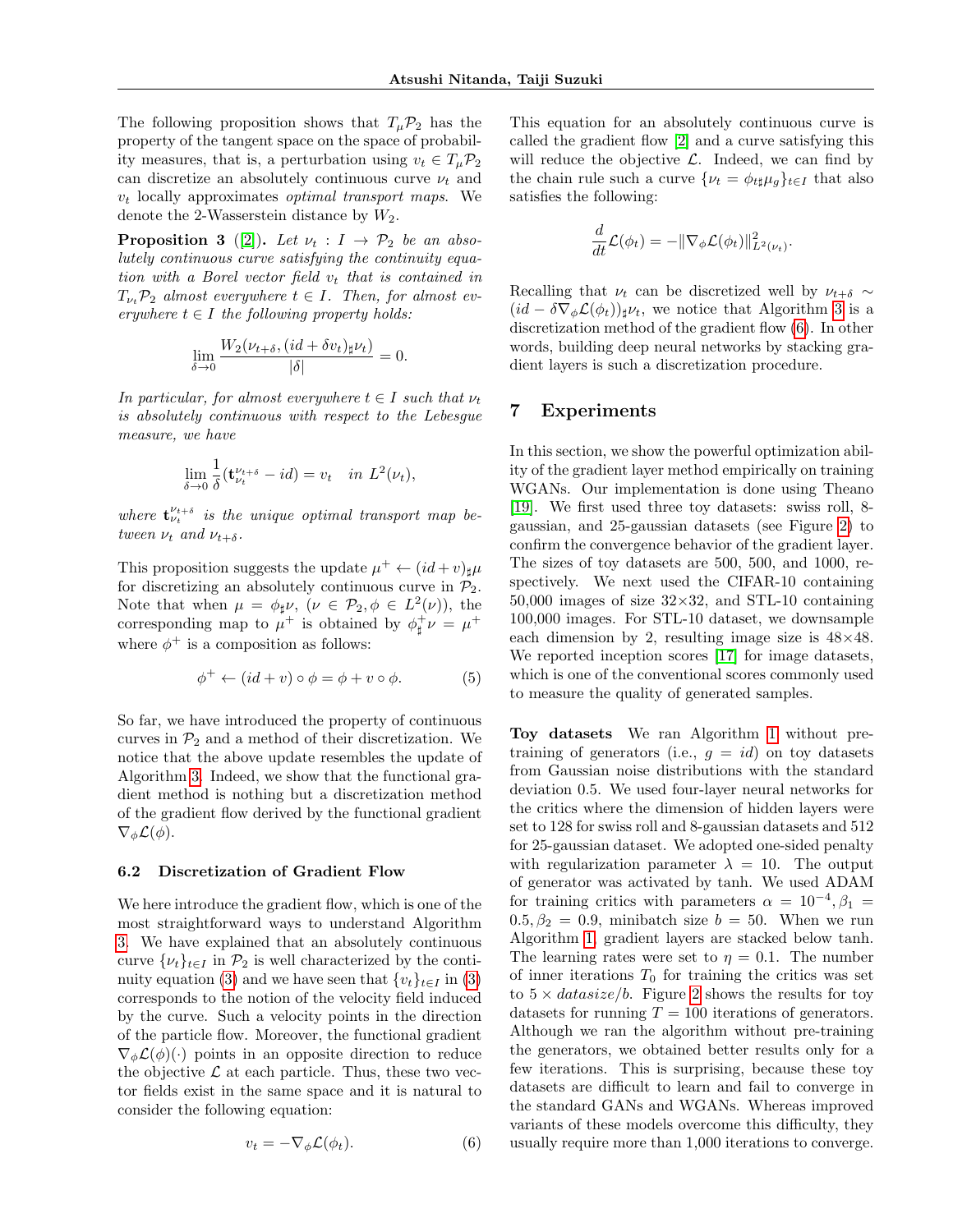The following proposition shows that $T_\mu \mathcal{P}_2$ has the property of the tangent space on the space of probability measures, that is, a perturbation using $v_t \in T_\mu \mathcal{P}_2$ can discretize an absolutely continuous curve $\nu_t$ and $v_t$ locally approximates *optimal transport maps*. We denote the 2-Wasserstein distance by $W_2$.

**Proposition 3** ([2]). *Let $\nu_t : I \to \mathcal{P}_2$ be an absolutely continuous curve satisfying the continuity equation with a Borel vector field $v_t$ that is contained in $T_{\nu_t}\mathcal{P}_2$ almost everywhere $t \in I$. Then, for almost everywhere $t \in I$ the following property holds:*

$$\lim_{\delta \to 0} \frac{W_2(\nu_{t+\delta}, (id + \delta v_t)_\sharp \nu_t)}{|\delta|} = 0.$$

*In particular, for almost everywhere $t \in I$ such that $\nu_t$ is absolutely continuous with respect to the Lebesgue measure, we have*

$$\lim_{\delta \to 0} \frac{1}{\delta}(\mathbf{t}_{\nu_t}^{\nu_{t+\delta}} - id) = v_t \quad \text{in } L^2(\nu_t),$$

*where $\mathbf{t}_{\nu_t}^{\nu_{t+\delta}}$ is the unique optimal transport map between $\nu_t$ and $\nu_{t+\delta}$.*

This proposition suggests the update $\mu^+ \leftarrow (id + v)_\sharp \mu$ for discretizing an absolutely continuous curve in $\mathcal{P}_2$. Note that when $\mu = \phi_\sharp \nu$, $(\nu \in \mathcal{P}_2, \phi \in L^2(\nu))$, the corresponding map to $\mu^+$ is obtained by $\phi^+_\sharp \nu = \mu^+$ where $\phi^+$ is a composition as follows:

$$\phi^+ \leftarrow (id + v) \circ \phi = \phi + v \circ \phi. \tag{5}$$

So far, we have introduced the property of continuous curves in $\mathcal{P}_2$ and a method of their discretization. We notice that the above update resembles the update of Algorithm 3. Indeed, we show that the functional gradient method is nothing but a discretization method of the gradient flow derived by the functional gradient $\nabla_\phi \mathcal{L}(\phi)$.

### 6.2 Discretization of Gradient Flow

We here introduce the gradient flow, which is one of the most straightforward ways to understand Algorithm 3. We have explained that an absolutely continuous curve $\{\nu_t\}_{t\in I}$ in $\mathcal{P}_2$ is well characterized by the continuity equation (3) and we have seen that $\{v_t\}_{t\in I}$ in (3) corresponds to the notion of the velocity field induced by the curve. Such a velocity points in the direction of the particle flow. Moreover, the functional gradient $\nabla_\phi \mathcal{L}(\phi)(\cdot)$ points in an opposite direction to reduce the objective $\mathcal{L}$ at each particle. Thus, these two vector fields exist in the same space and it is natural to consider the following equation:

$$v_t = -\nabla_\phi \mathcal{L}(\phi_t). \tag{6}$$

This equation for an absolutely continuous curve is called the gradient flow [2] and a curve satisfying this will reduce the objective $\mathcal{L}$. Indeed, we can find by the chain rule such a curve $\{\nu_t = \phi_{t\sharp}\mu_g\}_{t\in I}$ that also satisfies the following:

$$\frac{d}{dt}\mathcal{L}(\phi_t) = -\|\nabla_\phi \mathcal{L}(\phi_t)\|^2_{L^2(\nu_t)}.$$

Recalling that $\nu_t$ can be discretized well by $\nu_{t+\delta} \sim (id - \delta \nabla_\phi \mathcal{L}(\phi_t))_\sharp \nu_t$, we notice that Algorithm 3 is a discretization method of the gradient flow (6). In other words, building deep neural networks by stacking gradient layers is such a discretization procedure.

## 7 Experiments

In this section, we show the powerful optimization ability of the gradient layer method empirically on training WGANs. Our implementation is done using Theano [19]. We first used three toy datasets: swiss roll, 8-gaussian, and 25-gaussian datasets (see Figure 2) to confirm the convergence behavior of the gradient layer. The sizes of toy datasets are 500, 500, and 1000, respectively. We next used the CIFAR-10 containing 50,000 images of size 32×32, and STL-10 containing 100,000 images. For STL-10 dataset, we downsample each dimension by 2, resulting image size is 48×48. We reported inception scores [17] for image datasets, which is one of the conventional scores commonly used to measure the quality of generated samples.

**Toy datasets** We ran Algorithm 1 without pre-training of generators (i.e., $g = id$) on toy datasets from Gaussian noise distributions with the standard deviation 0.5. We used four-layer neural networks for the critics where the dimension of hidden layers were set to 128 for swiss roll and 8-gaussian datasets and 512 for 25-gaussian dataset. We adopted one-sided penalty with regularization parameter $\lambda = 10$. The output of generator was activated by tanh. We used ADAM for training critics with parameters $\alpha = 10^{-4}, \beta_1 = 0.5, \beta_2 = 0.9$, minibatch size $b = 50$. When we run Algorithm 1, gradient layers are stacked below tanh. The learning rates were set to $\eta = 0.1$. The number of inner iterations $T_0$ for training the critics was set to $5 \times datasize/b$. Figure 2 shows the results for toy datasets for running $T = 100$ iterations of generators. Although we ran the algorithm without pre-training the generators, we obtained better results only for a few iterations. This is surprising, because these toy datasets are difficult to learn and fail to converge in the standard GANs and WGANs. Whereas improved variants of these models overcome this difficulty, they usually require more than 1,000 iterations to converge.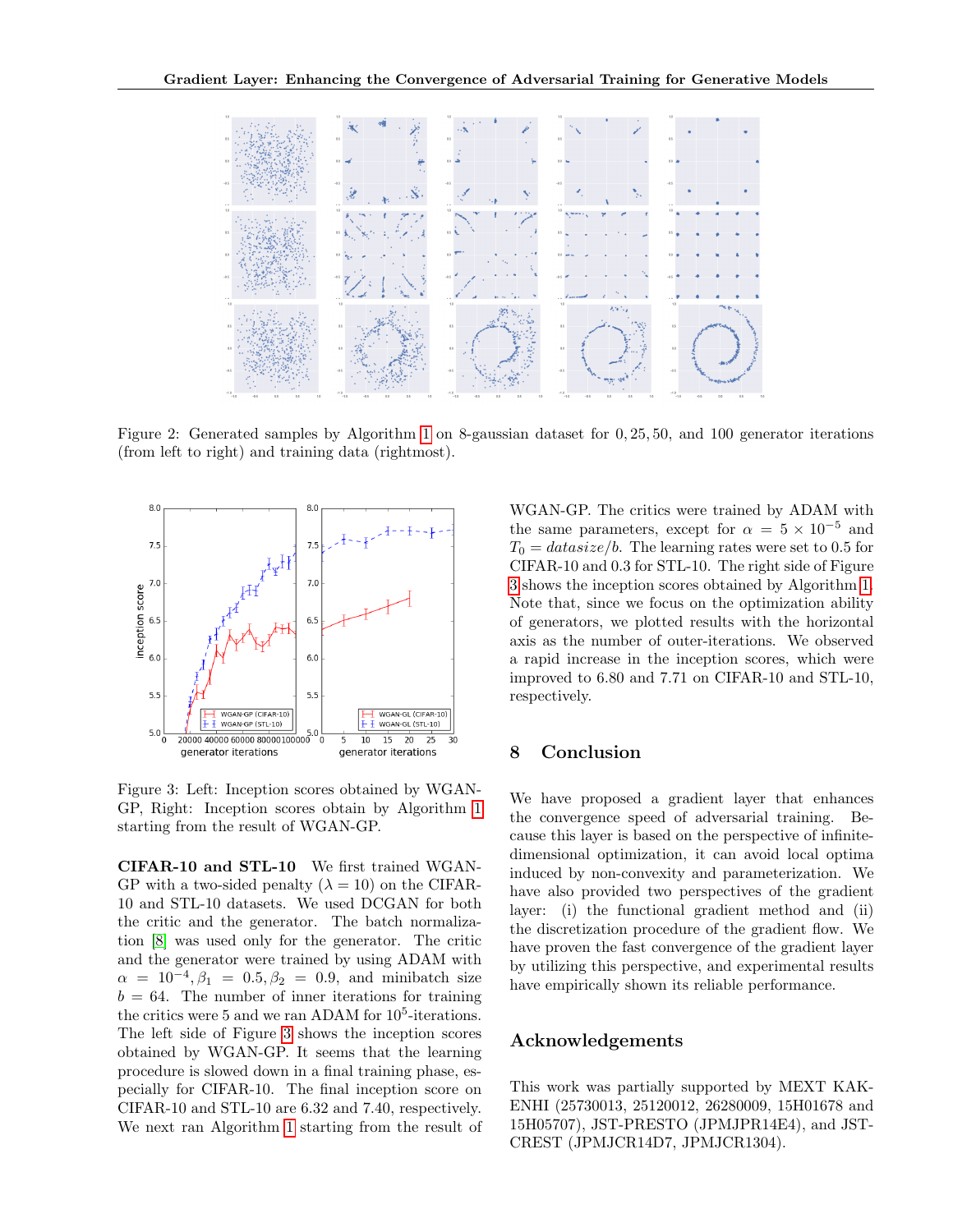Figure 2: Generated samples by Algorithm 1 on 8-gaussian dataset for 0, 25, 50, and 100 generator iterations (from left to right) and training data (rightmost).

Figure 3: Left: Inception scores obtained by WGAN-GP, Right: Inception scores obtain by Algorithm 1 starting from the result of WGAN-GP.

**CIFAR-10 and STL-10** We first trained WGAN-GP with a two-sided penalty ($\lambda = 10$) on the CIFAR-10 and STL-10 datasets. We used DCGAN for both the critic and the generator. The batch normalization [8] was used only for the generator. The critic and the generator were trained by using ADAM with $\alpha = 10^{-4}, \beta_1 = 0.5, \beta_2 = 0.9$, and minibatch size $b = 64$. The number of inner iterations for training the critics were 5 and we ran ADAM for $10^5$-iterations. The left side of Figure 3 shows the inception scores obtained by WGAN-GP. It seems that the learning procedure is slowed down in a final training phase, especially for CIFAR-10. The final inception score on CIFAR-10 and STL-10 are 6.32 and 7.40, respectively. We next ran Algorithm 1 starting from the result of WGAN-GP. The critics were trained by ADAM with the same parameters, except for $\alpha = 5 \times 10^{-5}$ and $T_0 = datasize/b$. The learning rates were set to 0.5 for CIFAR-10 and 0.3 for STL-10. The right side of Figure 3 shows the inception scores obtained by Algorithm 1. Note that, since we focus on the optimization ability of generators, we plotted results with the horizontal axis as the number of outer-iterations. We observed a rapid increase in the inception scores, which were improved to 6.80 and 7.71 on CIFAR-10 and STL-10, respectively.

## 8 Conclusion

We have proposed a gradient layer that enhances the convergence speed of adversarial training. Because this layer is based on the perspective of infinite-dimensional optimization, it can avoid local optima induced by non-convexity and parameterization. We have also provided two perspectives of the gradient layer: (i) the functional gradient method and (ii) the discretization procedure of the gradient flow. We have proven the fast convergence of the gradient layer by utilizing this perspective, and experimental results have empirically shown its reliable performance.

## Acknowledgements

This work was partially supported by MEXT KAKENHI (25730013, 25120012, 26280009, 15H01678 and 15H05707), JST-PRESTO (JPMJPR14E4), and JST-CREST (JPMJCR14D7, JPMJCR1304).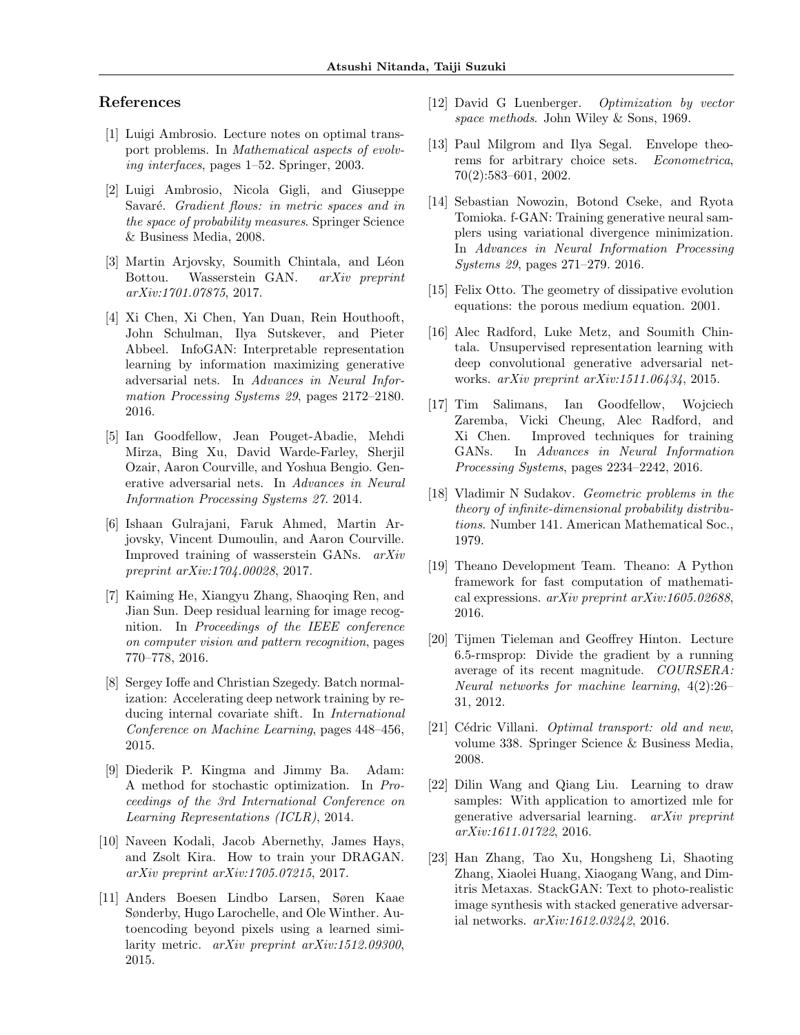## References

[1] Luigi Ambrosio. Lecture notes on optimal transport problems. In *Mathematical aspects of evolving interfaces*, pages 1–52. Springer, 2003.

[2] Luigi Ambrosio, Nicola Gigli, and Giuseppe Savaré. *Gradient flows: in metric spaces and in the space of probability measures*. Springer Science & Business Media, 2008.

[3] Martin Arjovsky, Soumith Chintala, and Léon Bottou. Wasserstein GAN. *arXiv preprint arXiv:1701.07875*, 2017.

[4] Xi Chen, Xi Chen, Yan Duan, Rein Houthooft, John Schulman, Ilya Sutskever, and Pieter Abbeel. InfoGAN: Interpretable representation learning by information maximizing generative adversarial nets. In *Advances in Neural Information Processing Systems 29*, pages 2172–2180. 2016.

[5] Ian Goodfellow, Jean Pouget-Abadie, Mehdi Mirza, Bing Xu, David Warde-Farley, Sherjil Ozair, Aaron Courville, and Yoshua Bengio. Generative adversarial nets. In *Advances in Neural Information Processing Systems 27*. 2014.

[6] Ishaan Gulrajani, Faruk Ahmed, Martin Arjovsky, Vincent Dumoulin, and Aaron Courville. Improved training of wasserstein GANs. *arXiv preprint arXiv:1704.00028*, 2017.

[7] Kaiming He, Xiangyu Zhang, Shaoqing Ren, and Jian Sun. Deep residual learning for image recognition. In *Proceedings of the IEEE conference on computer vision and pattern recognition*, pages 770–778, 2016.

[8] Sergey Ioffe and Christian Szegedy. Batch normalization: Accelerating deep network training by reducing internal covariate shift. In *International Conference on Machine Learning*, pages 448–456, 2015.

[9] Diederik P. Kingma and Jimmy Ba. Adam: A method for stochastic optimization. In *Proceedings of the 3rd International Conference on Learning Representations (ICLR)*, 2014.

[10] Naveen Kodali, Jacob Abernethy, James Hays, and Zsolt Kira. How to train your DRAGAN. *arXiv preprint arXiv:1705.07215*, 2017.

[11] Anders Boesen Lindbo Larsen, Søren Kaae Sønderby, Hugo Larochelle, and Ole Winther. Autoencoding beyond pixels using a learned similarity metric. *arXiv preprint arXiv:1512.09300*, 2015.

[12] David G Luenberger. *Optimization by vector space methods*. John Wiley & Sons, 1969.

[13] Paul Milgrom and Ilya Segal. Envelope theorems for arbitrary choice sets. *Econometrica*, 70(2):583–601, 2002.

[14] Sebastian Nowozin, Botond Cseke, and Ryota Tomioka. f-GAN: Training generative neural samplers using variational divergence minimization. In *Advances in Neural Information Processing Systems 29*, pages 271–279. 2016.

[15] Felix Otto. The geometry of dissipative evolution equations: the porous medium equation. 2001.

[16] Alec Radford, Luke Metz, and Soumith Chintala. Unsupervised representation learning with deep convolutional generative adversarial networks. *arXiv preprint arXiv:1511.06434*, 2015.

[17] Tim Salimans, Ian Goodfellow, Wojciech Zaremba, Vicki Cheung, Alec Radford, and Xi Chen. Improved techniques for training GANs. In *Advances in Neural Information Processing Systems*, pages 2234–2242, 2016.

[18] Vladimir N Sudakov. *Geometric problems in the theory of infinite-dimensional probability distributions*. Number 141. American Mathematical Soc., 1979.

[19] Theano Development Team. Theano: A Python framework for fast computation of mathematical expressions. *arXiv preprint arXiv:1605.02688*, 2016.

[20] Tijmen Tieleman and Geoffrey Hinton. Lecture 6.5-rmsprop: Divide the gradient by a running average of its recent magnitude. *COURSERA: Neural networks for machine learning*, 4(2):26–31, 2012.

[21] Cédric Villani. *Optimal transport: old and new*, volume 338. Springer Science & Business Media, 2008.

[22] Dilin Wang and Qiang Liu. Learning to draw samples: With application to amortized mle for generative adversarial learning. *arXiv preprint arXiv:1611.01722*, 2016.

[23] Han Zhang, Tao Xu, Hongsheng Li, Shaoting Zhang, Xiaolei Huang, Xiaogang Wang, and Dimitris Metaxas. StackGAN: Text to photo-realistic image synthesis with stacked generative adversarial networks. *arXiv:1612.03242*, 2016.